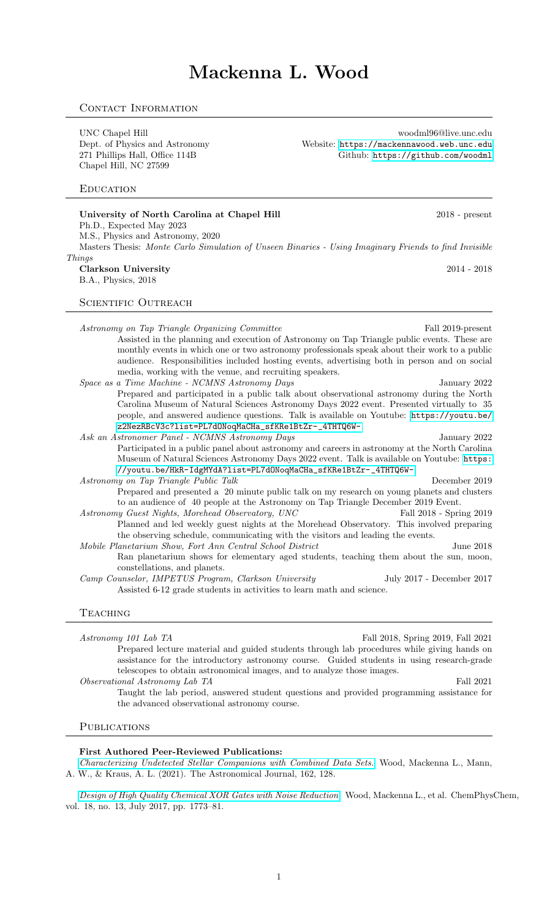# Mackenna L. Wood

## Contact Information

UNC Chapel Hill
Dept. of Physics and Astronomy
271 Phillips Hall, Office 114B
Chapel Hill, NC 27599

woodml96@live.unc.edu
Website: https://mackennawood.web.unc.edu
Github: https://github.com/woodml

## Education

**University of North Carolina at Chapel Hill** 2018 - present
Ph.D., Expected May 2023
M.S., Physics and Astronomy, 2020
Masters Thesis: *Monte Carlo Simulation of Unseen Binaries - Using Imaginary Friends to find Invisible Things*

**Clarkson University** 2014 - 2018
B.A., Physics, 2018

## Scientific Outreach

*Astronomy on Tap Triangle Organizing Committee* Fall 2019-present
Assisted in the planning and execution of Astronomy on Tap Triangle public events. These are monthly events in which one or two astronomy professionals speak about their work to a public audience. Responsibilities included hosting events, advertising both in person and on social media, working with the venue, and recruiting speakers.

*Space as a Time Machine - NCMNS Astronomy Days* January 2022
Prepared and participated in a public talk about observational astronomy during the North Carolina Museum of Natural Sciences Astronomy Days 2022 event. Presented virtually to 35 people, and answered audience questions. Talk is available on Youtube: https://youtu.be/z2NezRBcV3c?list=PL7dONoqMaCHa_sfKRe1BtZr-_4THTQ6W-.

*Ask an Astronomer Panel - NCMNS Astronomy Days* January 2022
Participated in a public panel about astronomy and careers in astronomy at the North Carolina Museum of Natural Sciences Astronomy Days 2022 event. Talk is available on Youtube: https://youtu.be/HkR-IdgMYdA?list=PL7dONoqMaCHa_sfKRe1BtZr-_4THTQ6W-

*Astronomy on Tap Triangle Public Talk* December 2019
Prepared and presented a 20 minute public talk on my research on young planets and clusters to an audience of 40 people at the Astronomy on Tap Triangle December 2019 Event.

*Astronomy Guest Nights, Morehead Observatory, UNC* Fall 2018 - Spring 2019
Planned and led weekly guest nights at the Morehead Observatory. This involved preparing the observing schedule, communicating with the visitors and leading the events.

*Mobile Planetarium Show, Fort Ann Central School District* June 2018
Ran planetarium shows for elementary aged students, teaching them about the sun, moon, constellations, and planets.

*Camp Counselor, IMPETUS Program, Clarkson University* July 2017 - December 2017
Assisted 6-12 grade students in activities to learn math and science.

## Teaching

*Astronomy 101 Lab TA* Fall 2018, Spring 2019, Fall 2021
Prepared lecture material and guided students through lab procedures while giving hands on assistance for the introductory astronomy course. Guided students in using research-grade telescopes to obtain astronomical images, and to analyze those images.

*Observational Astronomy Lab TA* Fall 2021
Taught the lab period, answered student questions and provided programming assistance for the advanced observational astronomy course.

## Publications

**First Authored Peer-Reviewed Publications:**

*Characterizing Undetected Stellar Companions with Combined Data Sets.* Wood, Mackenna L., Mann, A. W., & Kraus, A. L. (2021). The Astronomical Journal, 162, 128.

*Design of High Quality Chemical XOR Gates with Noise Reduction.* Wood, Mackenna L., et al. ChemPhysChem, vol. 18, no. 13, July 2017, pp. 1773–81.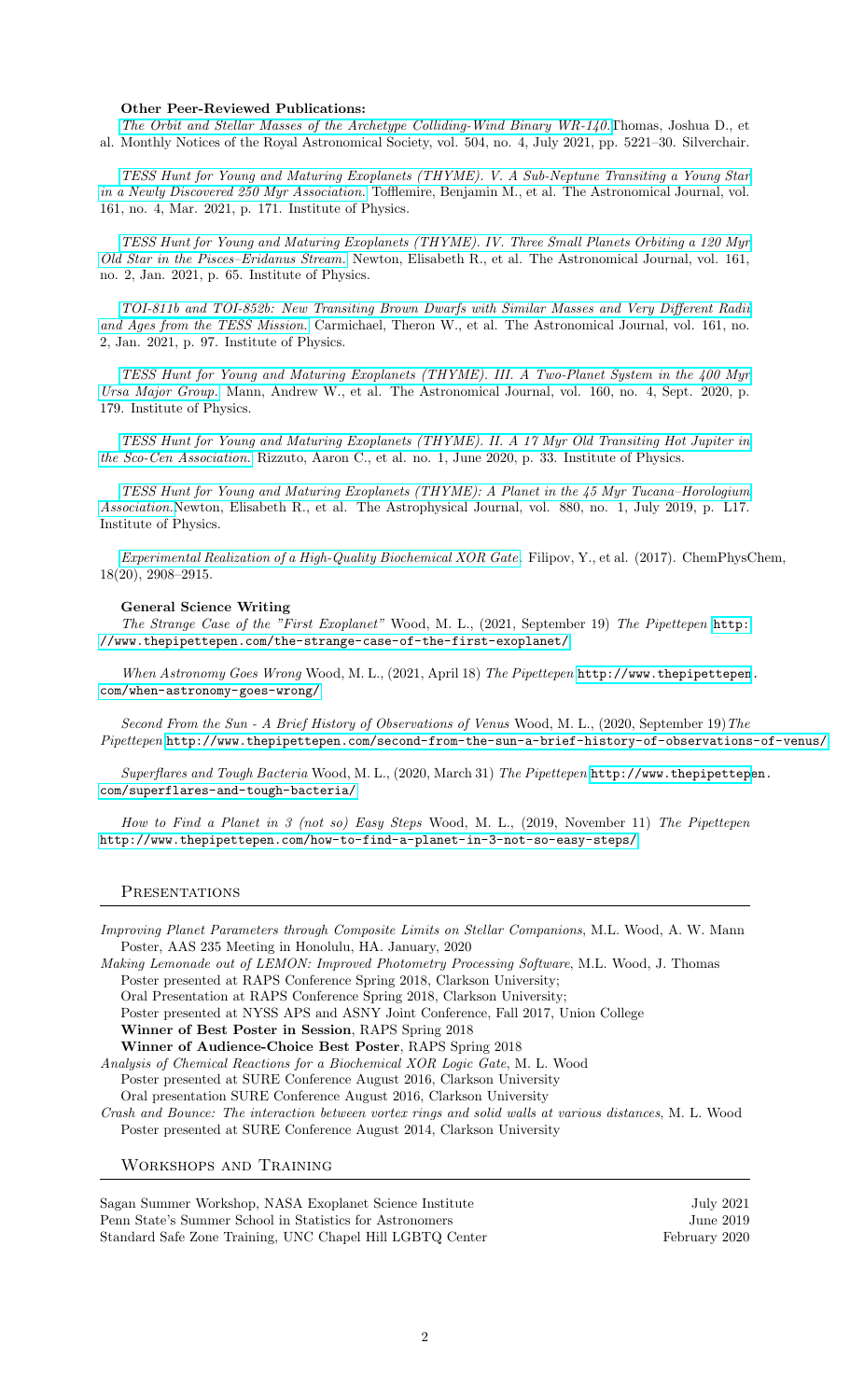**Other Peer-Reviewed Publications:**

*The Orbit and Stellar Masses of the Archetype Colliding-Wind Binary WR-140.* Thomas, Joshua D., et al. Monthly Notices of the Royal Astronomical Society, vol. 504, no. 4, July 2021, pp. 5221–30. Silverchair.

*TESS Hunt for Young and Maturing Exoplanets (THYME). V. A Sub-Neptune Transiting a Young Star in a Newly Discovered 250 Myr Association.* Tofflemire, Benjamin M., et al. The Astronomical Journal, vol. 161, no. 4, Mar. 2021, p. 171. Institute of Physics.

*TESS Hunt for Young and Maturing Exoplanets (THYME). IV. Three Small Planets Orbiting a 120 Myr Old Star in the Pisces–Eridanus Stream.* Newton, Elisabeth R., et al. The Astronomical Journal, vol. 161, no. 2, Jan. 2021, p. 65. Institute of Physics.

*TOI-811b and TOI-852b: New Transiting Brown Dwarfs with Similar Masses and Very Different Radii and Ages from the TESS Mission.* Carmichael, Theron W., et al. The Astronomical Journal, vol. 161, no. 2, Jan. 2021, p. 97. Institute of Physics.

*TESS Hunt for Young and Maturing Exoplanets (THYME). III. A Two-Planet System in the 400 Myr Ursa Major Group.* Mann, Andrew W., et al. The Astronomical Journal, vol. 160, no. 4, Sept. 2020, p. 179. Institute of Physics.

*TESS Hunt for Young and Maturing Exoplanets (THYME). II. A 17 Myr Old Transiting Hot Jupiter in the Sco-Cen Association.* Rizzuto, Aaron C., et al. no. 1, June 2020, p. 33. Institute of Physics.

*TESS Hunt for Young and Maturing Exoplanets (THYME): A Planet in the 45 Myr Tucana–Horologium Association.* Newton, Elisabeth R., et al. The Astrophysical Journal, vol. 880, no. 1, July 2019, p. L17. Institute of Physics.

*Experimental Realization of a High-Quality Biochemical XOR Gate.* Filipov, Y., et al. (2017). ChemPhysChem, 18(20), 2908–2915.

**General Science Writing**

*The Strange Case of the "First Exoplanet"* Wood, M. L., (2021, September 19) *The Pipettepen* http://www.thepipettepen.com/the-strange-case-of-the-first-exoplanet/

*When Astronomy Goes Wrong* Wood, M. L., (2021, April 18) *The Pipettepen* http://www.thepipettepen.com/when-astronomy-goes-wrong/

*Second From the Sun - A Brief History of Observations of Venus* Wood, M. L., (2020, September 19) *The Pipettepen* http://www.thepipettepen.com/second-from-the-sun-a-brief-history-of-observations-of-venus/

*Superflares and Tough Bacteria* Wood, M. L., (2020, March 31) *The Pipettepen* http://www.thepipettepen.com/superflares-and-tough-bacteria/

*How to Find a Planet in 3 (not so) Easy Steps* Wood, M. L., (2019, November 11) *The Pipettepen* http://www.thepipettepen.com/how-to-find-a-planet-in-3-not-so-easy-steps/

## Presentations

*Improving Planet Parameters through Composite Limits on Stellar Companions*, M.L. Wood, A. W. Mann
Poster, AAS 235 Meeting in Honolulu, HA. January, 2020

*Making Lemonade out of LEMON: Improved Photometry Processing Software*, M.L. Wood, J. Thomas
Poster presented at RAPS Conference Spring 2018, Clarkson University;
Oral Presentation at RAPS Conference Spring 2018, Clarkson University;
Poster presented at NYSS APS and ASNY Joint Conference, Fall 2017, Union College
**Winner of Best Poster in Session**, RAPS Spring 2018
**Winner of Audience-Choice Best Poster**, RAPS Spring 2018

*Analysis of Chemical Reactions for a Biochemical XOR Logic Gate*, M. L. Wood
Poster presented at SURE Conference August 2016, Clarkson University
Oral presentation SURE Conference August 2016, Clarkson University

*Crash and Bounce: The interaction between vortex rings and solid walls at various distances*, M. L. Wood
Poster presented at SURE Conference August 2014, Clarkson University

## Workshops and Training

| | |
|---|---|
| Sagan Summer Workshop, NASA Exoplanet Science Institute | July 2021 |
| Penn State's Summer School in Statistics for Astronomers | June 2019 |
| Standard Safe Zone Training, UNC Chapel Hill LGBTQ Center | February 2020 |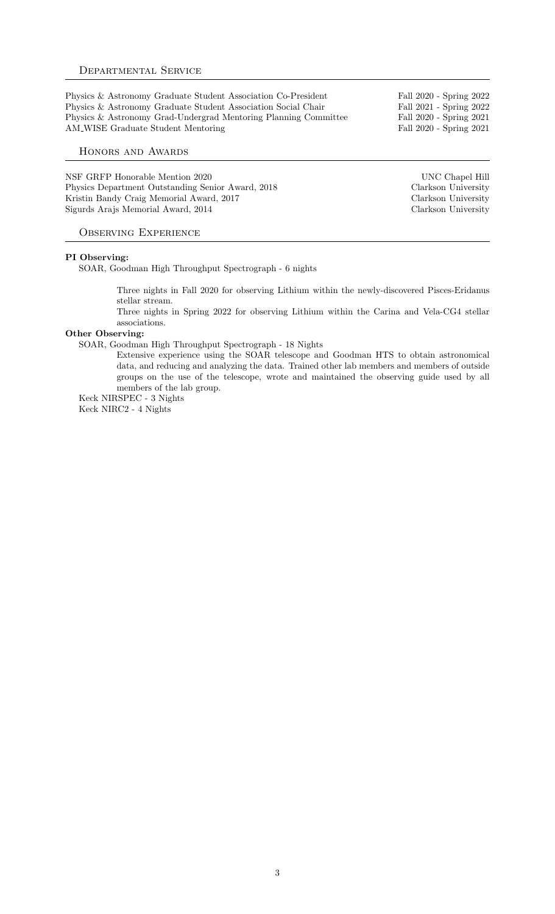## Departmental Service

| | |
|---|---|
| Physics & Astronomy Graduate Student Association Co-President | Fall 2020 - Spring 2022 |
| Physics & Astronomy Graduate Student Association Social Chair | Fall 2021 - Spring 2022 |
| Physics & Astronomy Grad-Undergrad Mentoring Planning Committee | Fall 2020 - Spring 2021 |
| AM_WISE Graduate Student Mentoring | Fall 2020 - Spring 2021 |

## Honors and Awards

| | |
|---|---|
| NSF GRFP Honorable Mention 2020 | UNC Chapel Hill |
| Physics Department Outstanding Senior Award, 2018 | Clarkson University |
| Kristin Bandy Craig Memorial Award, 2017 | Clarkson University |
| Sigurds Arajs Memorial Award, 2014 | Clarkson University |

## Observing Experience

**PI Observing:**

SOAR, Goodman High Throughput Spectrograph - 6 nights

Three nights in Fall 2020 for observing Lithium within the newly-discovered Pisces-Eridanus stellar stream.

Three nights in Spring 2022 for observing Lithium within the Carina and Vela-CG4 stellar associations.

**Other Observing:**

SOAR, Goodman High Throughput Spectrograph - 18 Nights

Extensive experience using the SOAR telescope and Goodman HTS to obtain astronomical data, and reducing and analyzing the data. Trained other lab members and members of outside groups on the use of the telescope, wrote and maintained the observing guide used by all members of the lab group.

Keck NIRSPEC - 3 Nights

Keck NIRC2 - 4 Nights